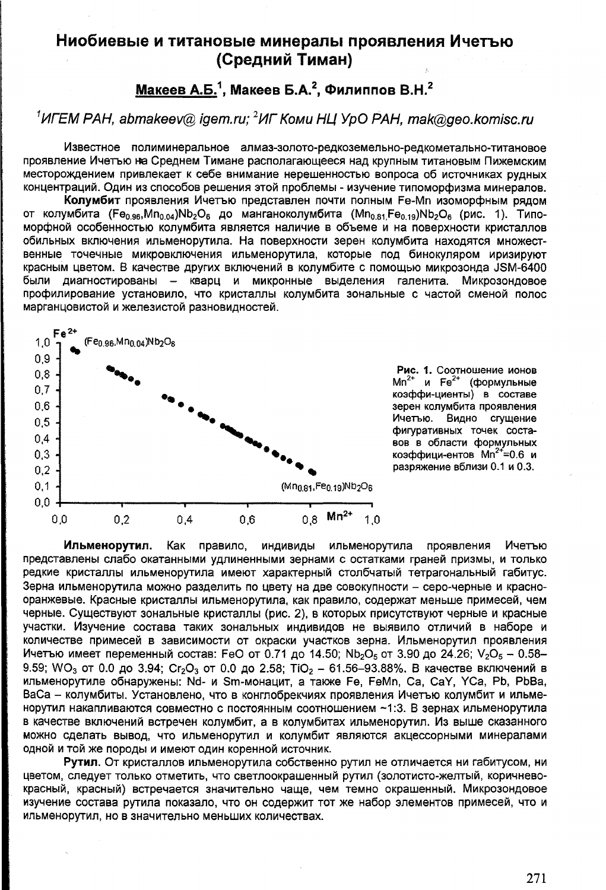# Ниобиевые и титановые минералы проявления Ичетъю (Средний Тиман)

**Макеев А.Б.[1], Макеев Б.А.[2], Филиппов В.Н.[2]**

*[1]ИГЕМ РАН, abmakeev@ igem.ru; [2]ИГ Коми НЦ УрО РАН, mak@geo.komisc.ru*

Известное полиминеральное алмаз-золото-редкоземельно-редкометально-титановое проявление Ичетъю на Среднем Тимане располагающееся над крупным титановым Пижемским месторождением привлекает к себе внимание нерешенностью вопроса об источниках рудных концентраций. Один из способов решения этой проблемы - изучение типоморфизма минералов.

**Колумбит** проявления Ичетъю представлен почти полным Fe-Mn изоморфным рядом от колумбита $(Fe_{0.96},Mn_{0.04})Nb_2O_6$ до манганоколумбита $(Mn_{0.81},Fe_{0.19})Nb_2O_6$ (рис. 1). Типоморфной особенностью колумбита является наличие в объеме и на поверхности кристаллов обильных включения ильменорутила. На поверхности зерен колумбита находятся множественные точечные микровключения ильменорутила, которые под бинокуляром иризируют красным цветом. В качестве других включений в колумбите с помощью микрозонда JSM-6400 были диагностированы – кварц и микронные выделения галенита. Микрозондовое профилирование установило, что кристаллы колумбита зональные с частой сменой полос марганцовистой и железистой разновидностей.

**Рис. 1.** Соотношение ионов $Mn^{2+}$ и $Fe^{2+}$ (формульные коэффи-циенты) в составе зерен колумбита проявления Ичетъю. Видно сгущение фигуративных точек составов в области формульных коэффици-ентов $Mn^{2+}$=0.6 и разряжение вблизи 0.1 и 0.3.

**Ильменорутил.** Как правило, индивиды ильменорутила проявления Ичетъю представлены слабо окатанными удлиненными зернами с остатками граней призмы, и только редкие кристаллы ильменорутила имеют характерный столбчатый тетрагональный габитус. Зерна ильменорутила можно разделить по цвету на две совокупности – серо-черные и красно-оранжевые. Красные кристаллы ильменорутила, как правило, содержат меньше примесей, чем черные. Существуют зональные кристаллы (рис. 2), в которых присутствуют черные и красные участки. Изучение состава таких зональных индивидов не выявило отличий в наборе и количестве примесей в зависимости от окраски участков зерна. Ильменорутил проявления Ичетъю имеет переменный состав: FeO от 0.71 до 14.50; $Nb_2O_5$ от 3.90 до 24.26; $V_2O_5$ – 0.58–9.59; $WO_3$ от 0.0 до 3.94; $Cr_2O_3$ от 0.0 до 2.58; $TiO_2$ – 61.56–93.88%. В качестве включений в ильменорутиле обнаружены: Nd- и Sm-монацит, а также Fe, FeMn, Ca, CaY, YCa, Pb, PbBa, BaCa – колумбиты. Установлено, что в конглобрекчиях проявления Ичетъю колумбит и ильменорутил накапливаются совместно с постоянным соотношением ~1:3. В зернах ильменорутила в качестве включений встречен колумбит, а в колумбитах ильменорутил. Из выше сказанного можно сделать вывод, что ильменорутил и колумбит являются акцессорными минералами одной и той же породы и имеют один коренной источник.

**Рутил.** От кристаллов ильменорутила собственно рутил не отличается ни габитусом, ни цветом, следует только отметить, что светлоокрашенный рутил (золотисто-желтый, коричнево-красный, красный) встречается значительно чаще, чем темно окрашенный. Микрозондовое изучение состава рутила показало, что он содержит тот же набор элементов примесей, что и ильменорутил, но в значительно меньших количествах.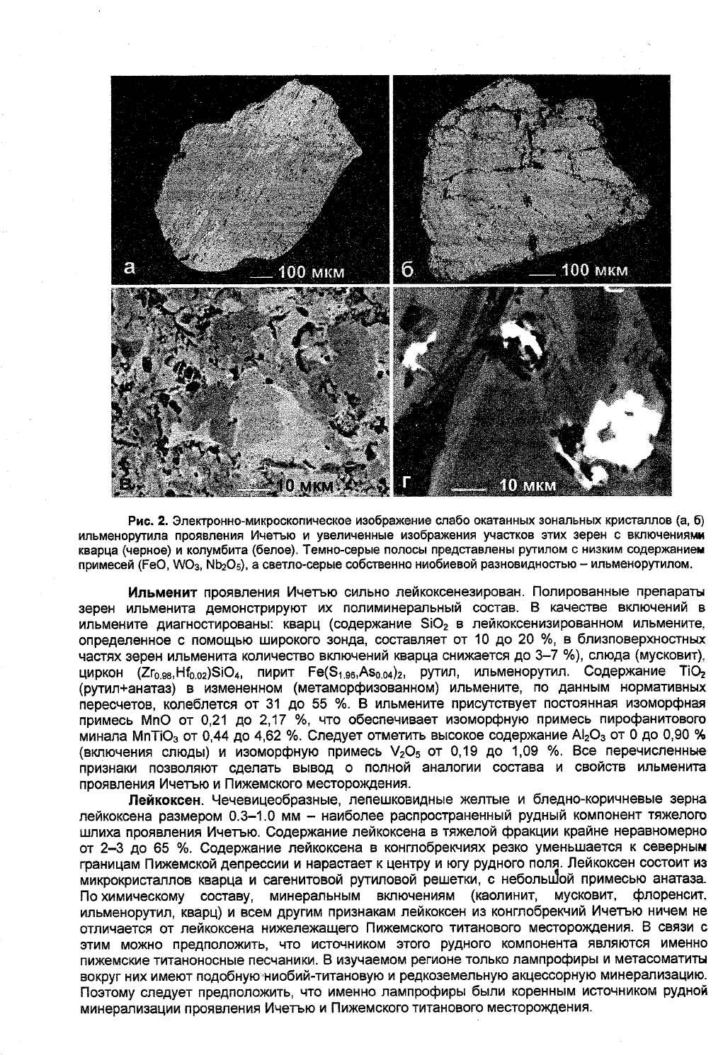**Рис. 2.** Электронно-микроскопическое изображение слабо окатанных зональных кристаллов (а, б) ильменорутила проявления Ичетъю и увеличенные изображения участков этих зерен с включениями кварца (черное) и колумбита (белое). Темно-серые полосы представлены рутилом с низким содержанием примесей (FeO, $WO_3$, $Nb_2O_5$), а светло-серые собственно ниобиевой разновидностью – ильменорутилом.

**Ильменит** проявления Ичетъю сильно лейкоксенезирован. Полированные препараты зерен ильменита демонстрируют их полиминеральный состав. В качестве включений в ильмените диагностированы: кварц (содержание $SiO_2$ в лейкоксенизированном ильмените, определенное с помощью широкого зонда, составляет от 10 до 20 %, в близповерхностных частях зерен ильменита количество включений кварца снижается до 3–7 %), слюда (мусковит), циркон $(Zr_{0.98},Hf_{0.02})SiO_4$, пирит $Fe(S_{1.96},As_{0.04})_2$, рутил, ильменорутил. Содержание $TiO_2$ (рутил+анатаз) в измененном (метаморфизованном) ильмените, по данным нормативных пересчетов, колеблется от 31 до 55 %. В ильмените присутствует постоянная изоморфная примесь MnO от 0,21 до 2,17 %, что обеспечивает изоморфную примесь пирофанитового минала $MnTiO_3$ от 0,44 до 4,62 %. Следует отметить высокое содержание $Al_2O_3$ от 0 до 0,90 % (включения слюды) и изоморфную примесь $V_2O_5$ от 0,19 до 1,09 %. Все перечисленные признаки позволяют сделать вывод о полной аналогии состава и свойств ильменита проявления Ичетъю и Пижемского месторождения.

**Лейкоксен.** Чечевицеобразные, лепешковидные желтые и бледно-коричневые зерна лейкоксена размером 0.3–1.0 мм – наиболее распространенный рудный компонент тяжелого шлиха проявления Ичетъю. Содержание лейкоксена в тяжелой фракции крайне неравномерно от 2–3 до 65 %. Содержание лейкоксена в конглобрекчиях резко уменьшается к северным границам Пижемской депрессии и нарастает к центру и югу рудного поля. Лейкоксен состоит из микрокристаллов кварца и сагенитовой рутиловой решетки, с небольшой примесью анатаза. По химическому составу, минеральным включениям (каолинит, мусковит, флоренсит, ильменорутил, кварц) и всем другим признакам лейкоксен из конглобрекчий Ичетъю ничем не отличается от лейкоксена нижележащего Пижемского титанового месторождения. В связи с этим можно предположить, что источником этого рудного компонента являются именно пижемские титаноносные песчаники. В изучаемом регионе только лампрофиры и метасоматиты вокруг них имеют подобную ниобий-титановую и редкоземельную акцессорную минерализацию. Поэтому следует предположить, что именно лампрофиры были коренным источником рудной минерализации проявления Ичетъю и Пижемского титанового месторождения.